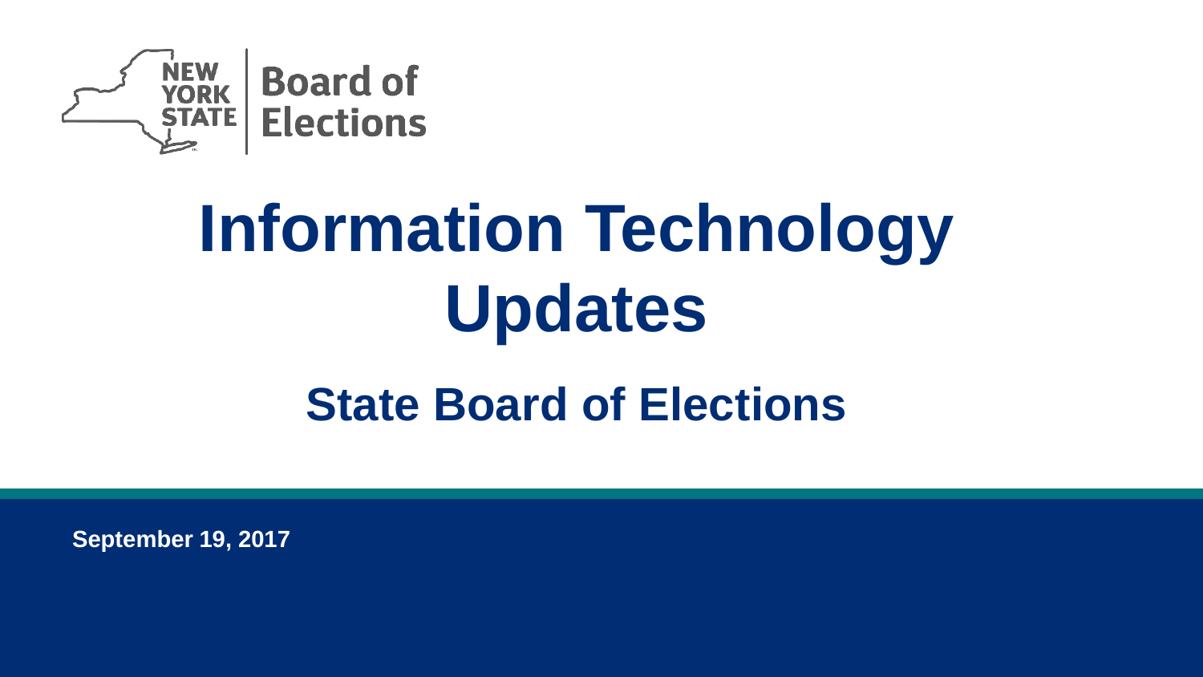NEW YORK STATE | Board of Elections

# Information Technology Updates

## State Board of Elections

**September 19, 2017**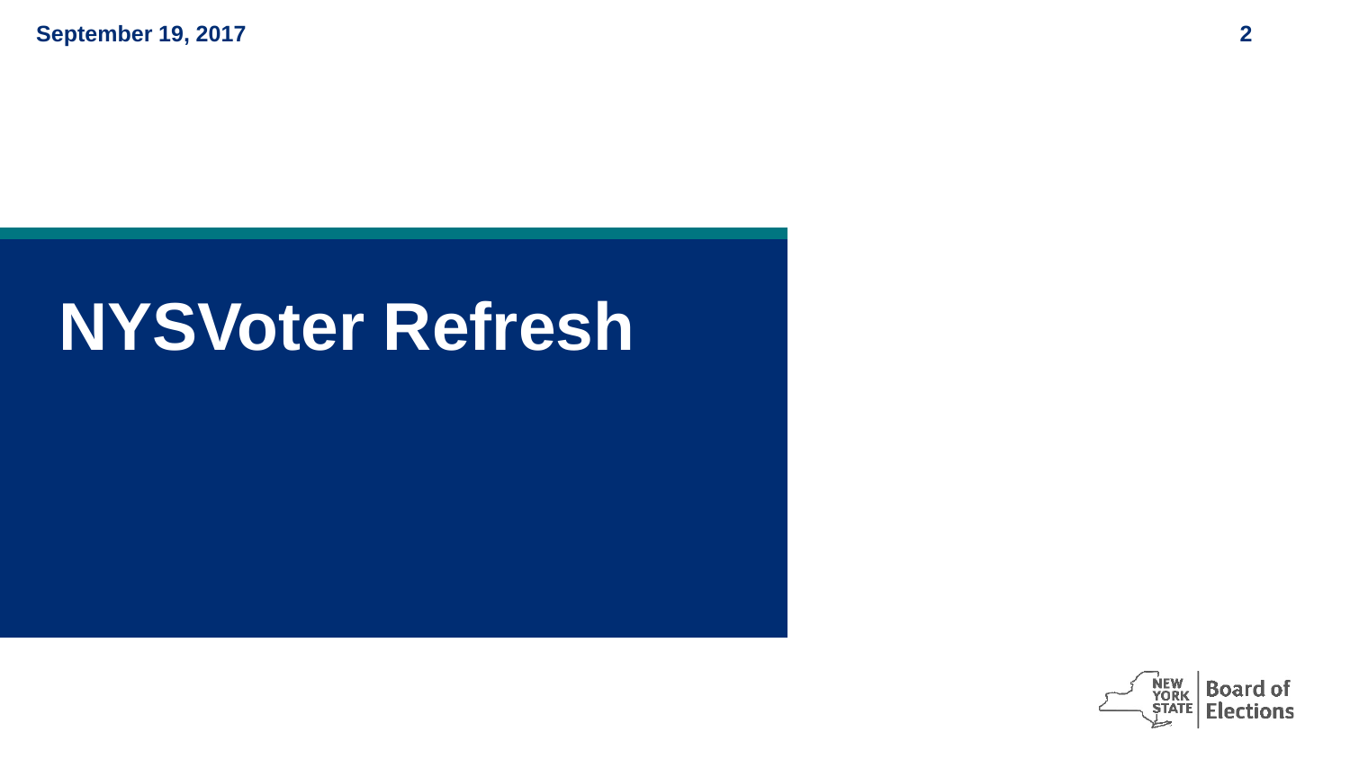# NYSVoter Refresh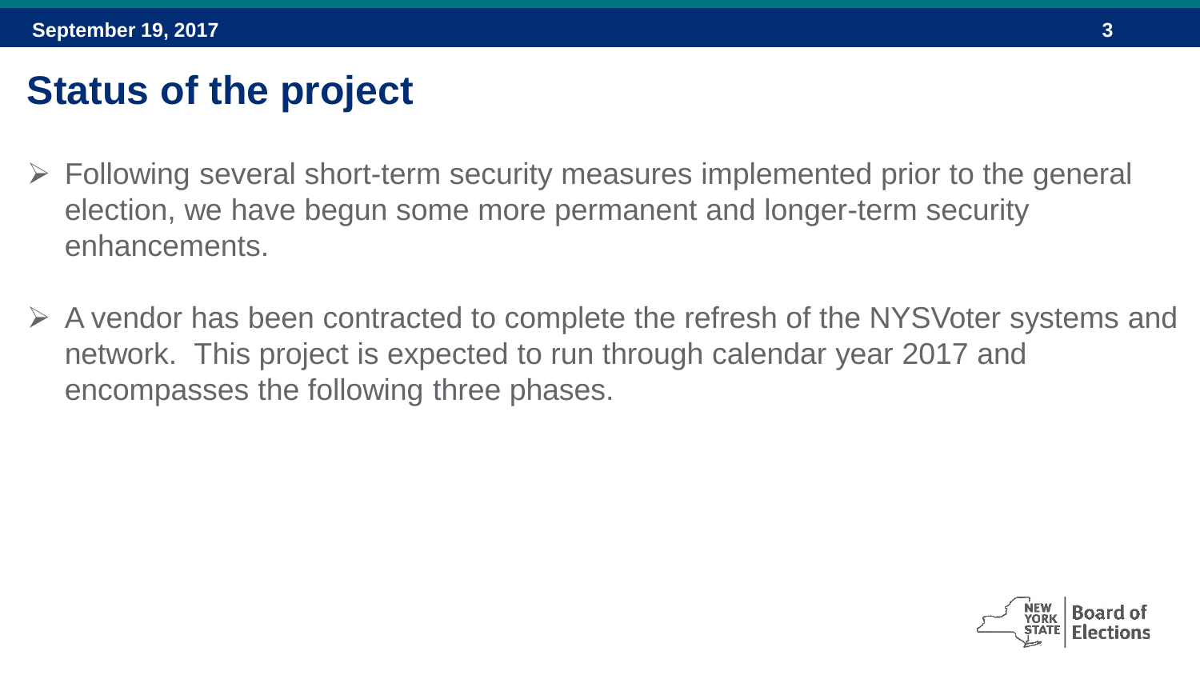# Status of the project

- Following several short-term security measures implemented prior to the general election, we have begun some more permanent and longer-term security enhancements.
- A vendor has been contracted to complete the refresh of the NYSVoter systems and network. This project is expected to run through calendar year 2017 and encompasses the following three phases.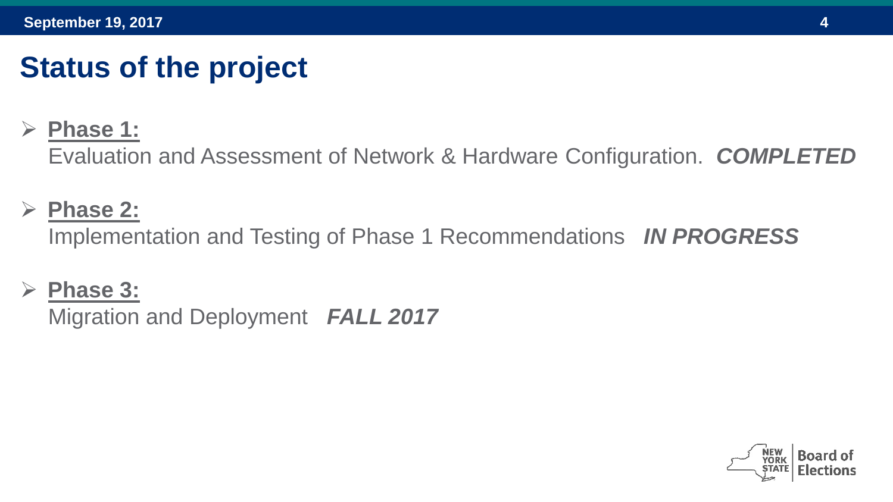# Status of the project

- **Phase 1:**
  Evaluation and Assessment of Network & Hardware Configuration. ***COMPLETED***

- **Phase 2:**
  Implementation and Testing of Phase 1 Recommendations ***IN PROGRESS***

- **Phase 3:**
  Migration and Deployment ***FALL 2017***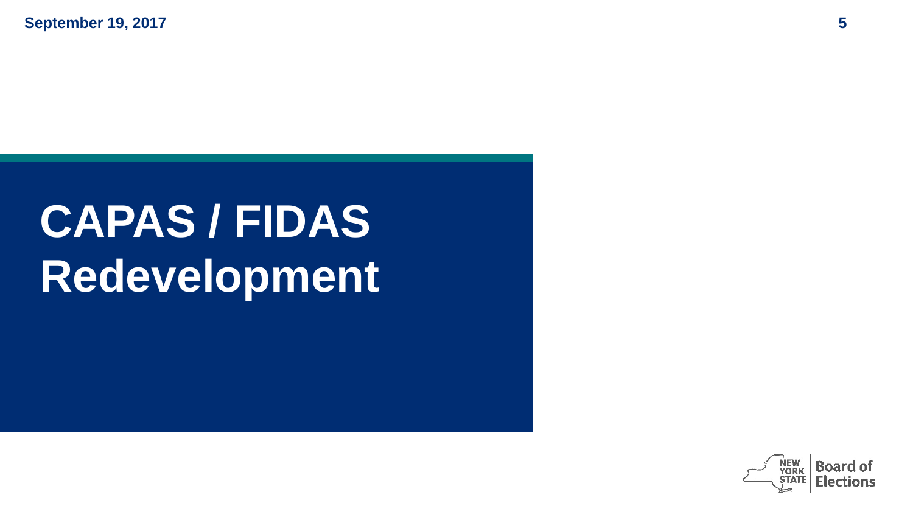# CAPAS / FIDAS Redevelopment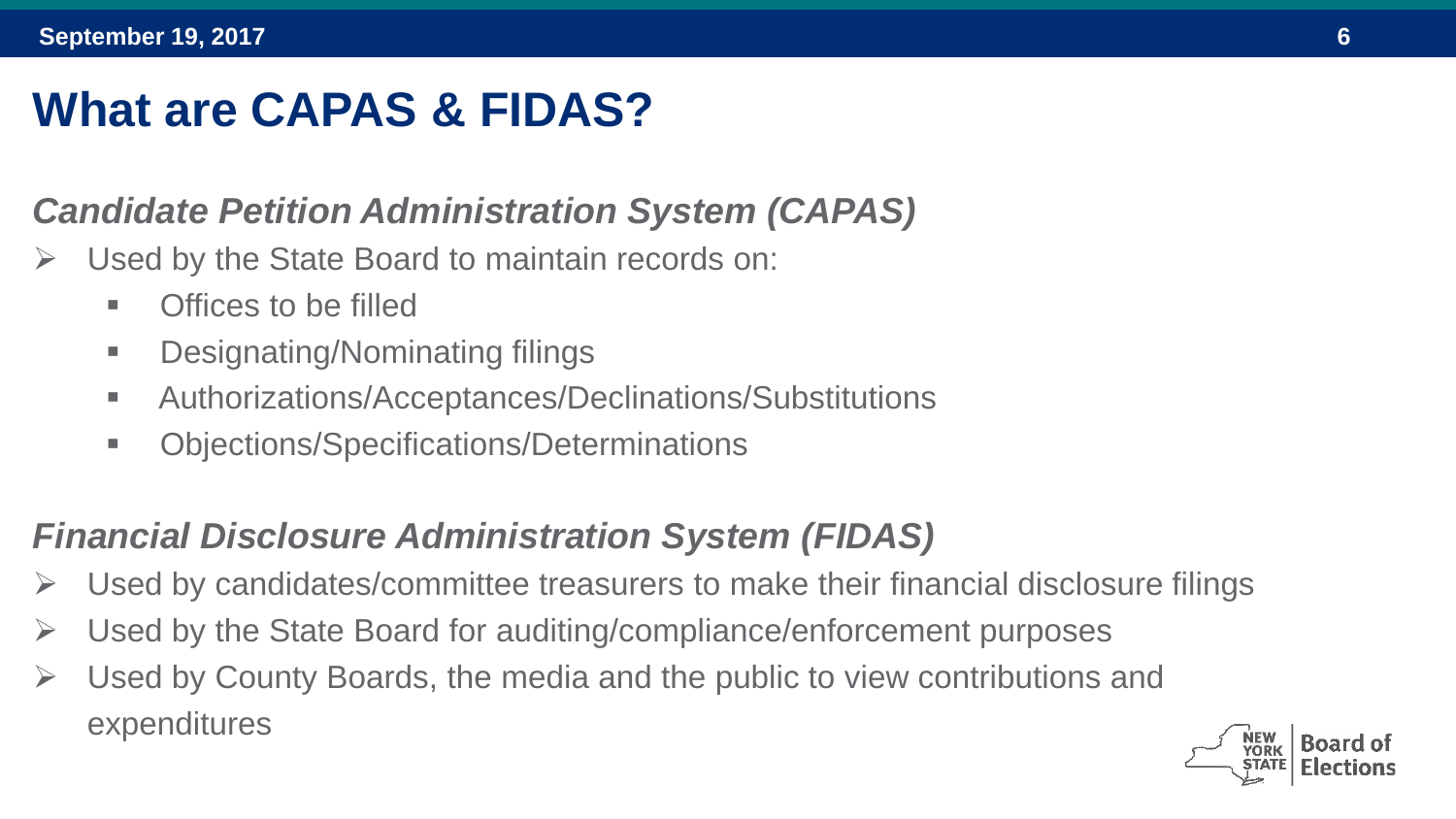# What are CAPAS & FIDAS?

## *Candidate Petition Administration System (CAPAS)*

- Used by the State Board to maintain records on:
  - Offices to be filled
  - Designating/Nominating filings
  - Authorizations/Acceptances/Declinations/Substitutions
  - Objections/Specifications/Determinations

## *Financial Disclosure Administration System (FIDAS)*

- Used by candidates/committee treasurers to make their financial disclosure filings
- Used by the State Board for auditing/compliance/enforcement purposes
- Used by County Boards, the media and the public to view contributions and expenditures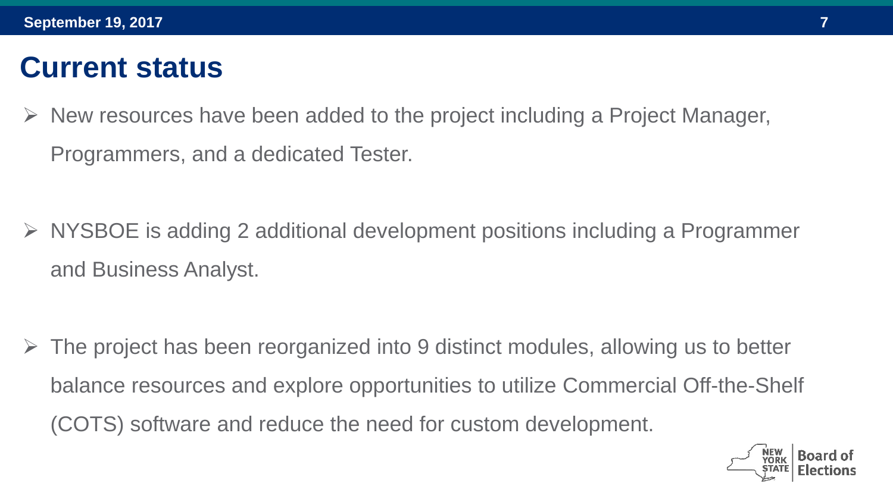# Current status

- New resources have been added to the project including a Project Manager, Programmers, and a dedicated Tester.

- NYSBOE is adding 2 additional development positions including a Programmer and Business Analyst.

- The project has been reorganized into 9 distinct modules, allowing us to better balance resources and explore opportunities to utilize Commercial Off-the-Shelf (COTS) software and reduce the need for custom development.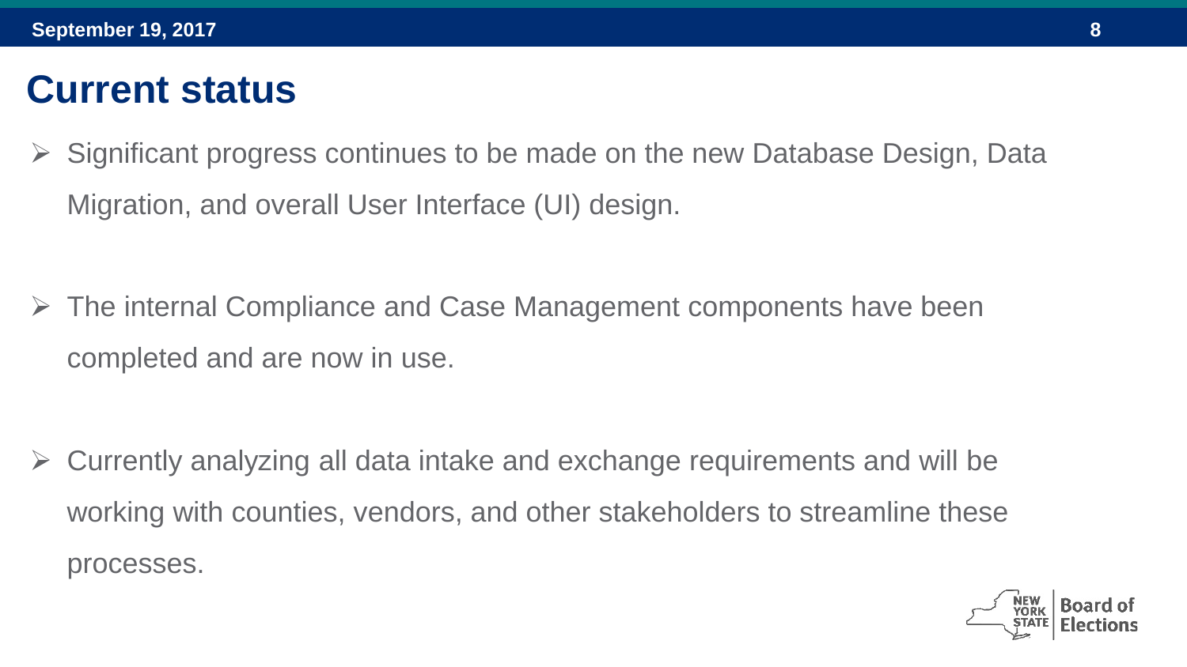# Current status

- Significant progress continues to be made on the new Database Design, Data Migration, and overall User Interface (UI) design.

- The internal Compliance and Case Management components have been completed and are now in use.

- Currently analyzing all data intake and exchange requirements and will be working with counties, vendors, and other stakeholders to streamline these processes.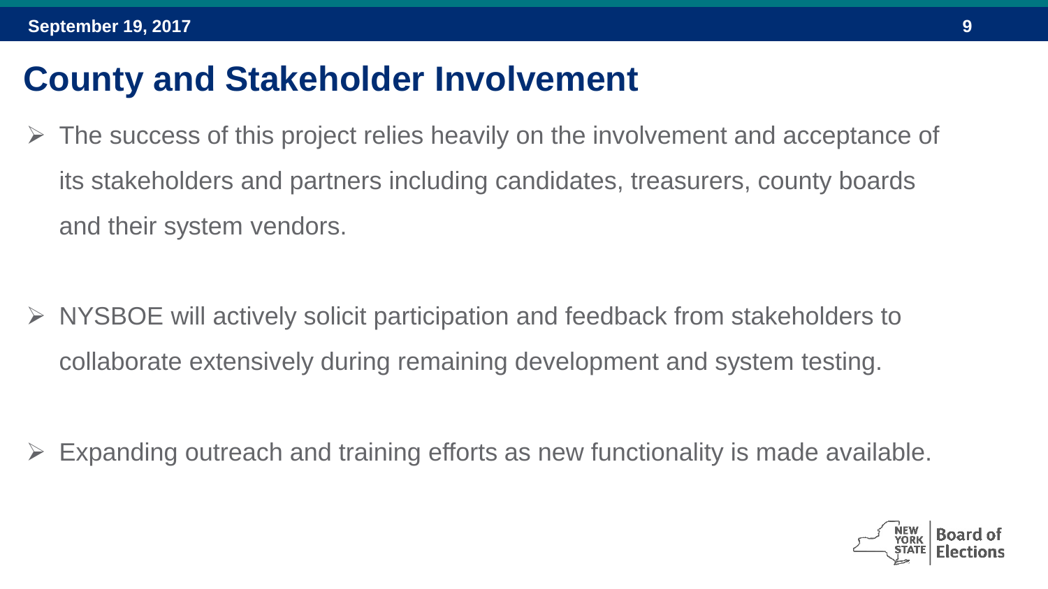# County and Stakeholder Involvement

- The success of this project relies heavily on the involvement and acceptance of its stakeholders and partners including candidates, treasurers, county boards and their system vendors.

- NYSBOE will actively solicit participation and feedback from stakeholders to collaborate extensively during remaining development and system testing.

- Expanding outreach and training efforts as new functionality is made available.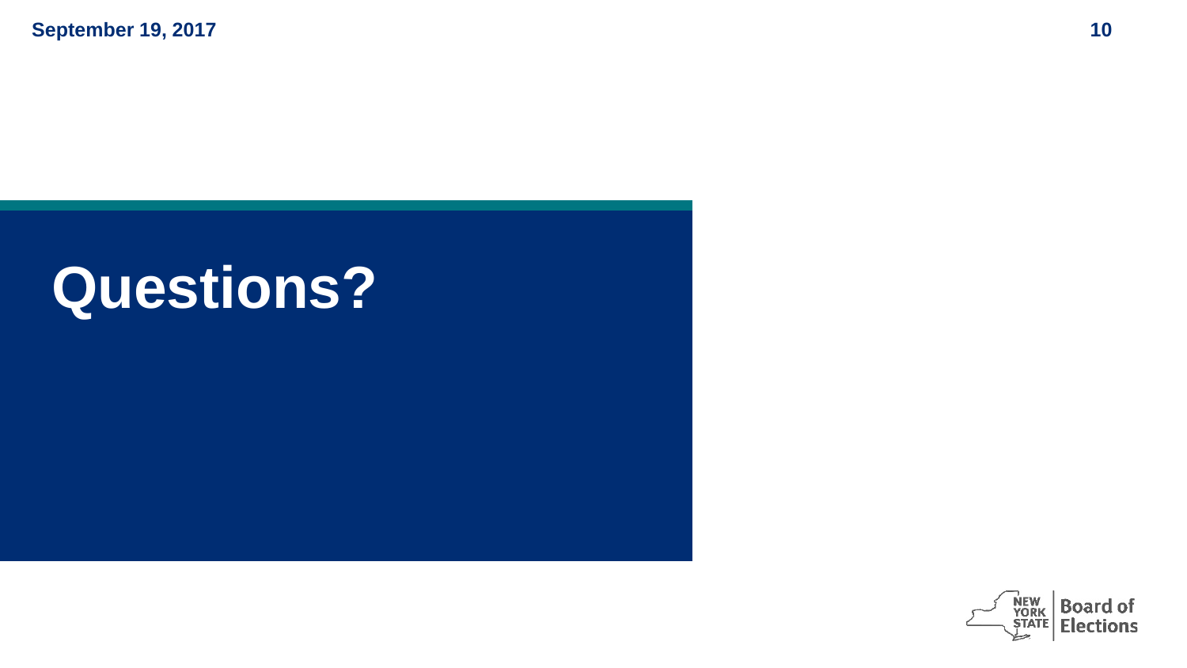# Questions?